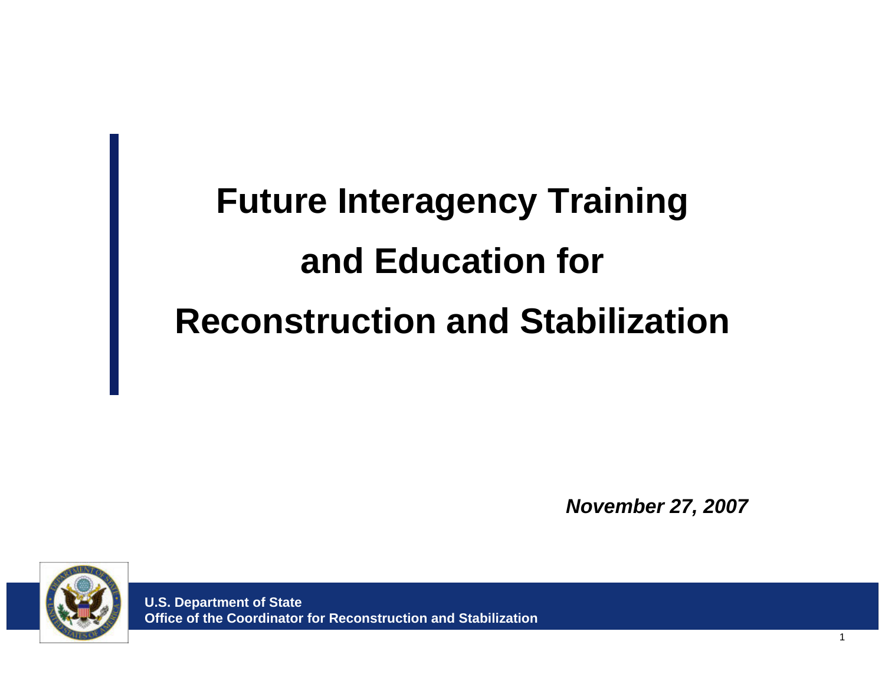# Future Interagency Training and Education for Reconstruction and Stabilization

***November 27, 2007***

**U.S. Department of State**
**Office of the Coordinator for Reconstruction and Stabilization**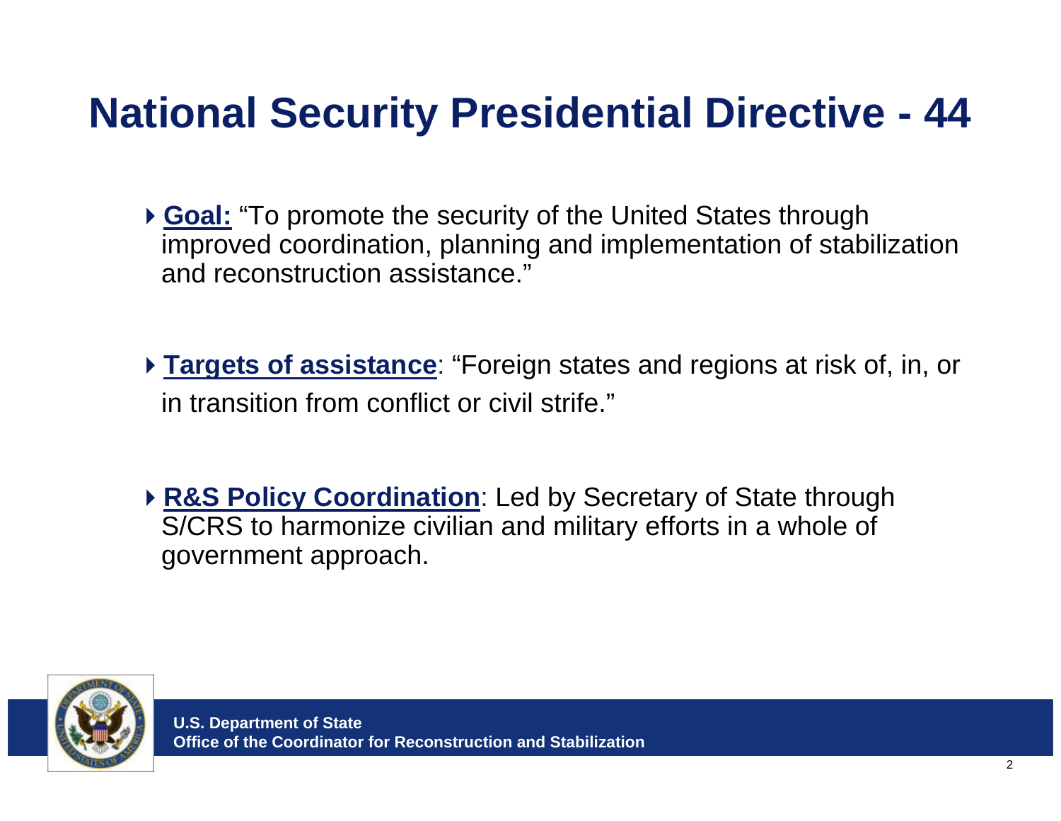# National Security Presidential Directive - 44

- **Goal:** "To promote the security of the United States through improved coordination, planning and implementation of stabilization and reconstruction assistance."

- **Targets of assistance**: "Foreign states and regions at risk of, in, or in transition from conflict or civil strife."

- **R&S Policy Coordination**: Led by Secretary of State through S/CRS to harmonize civilian and military efforts in a whole of government approach.

**U.S. Department of State**
**Office of the Coordinator for Reconstruction and Stabilization**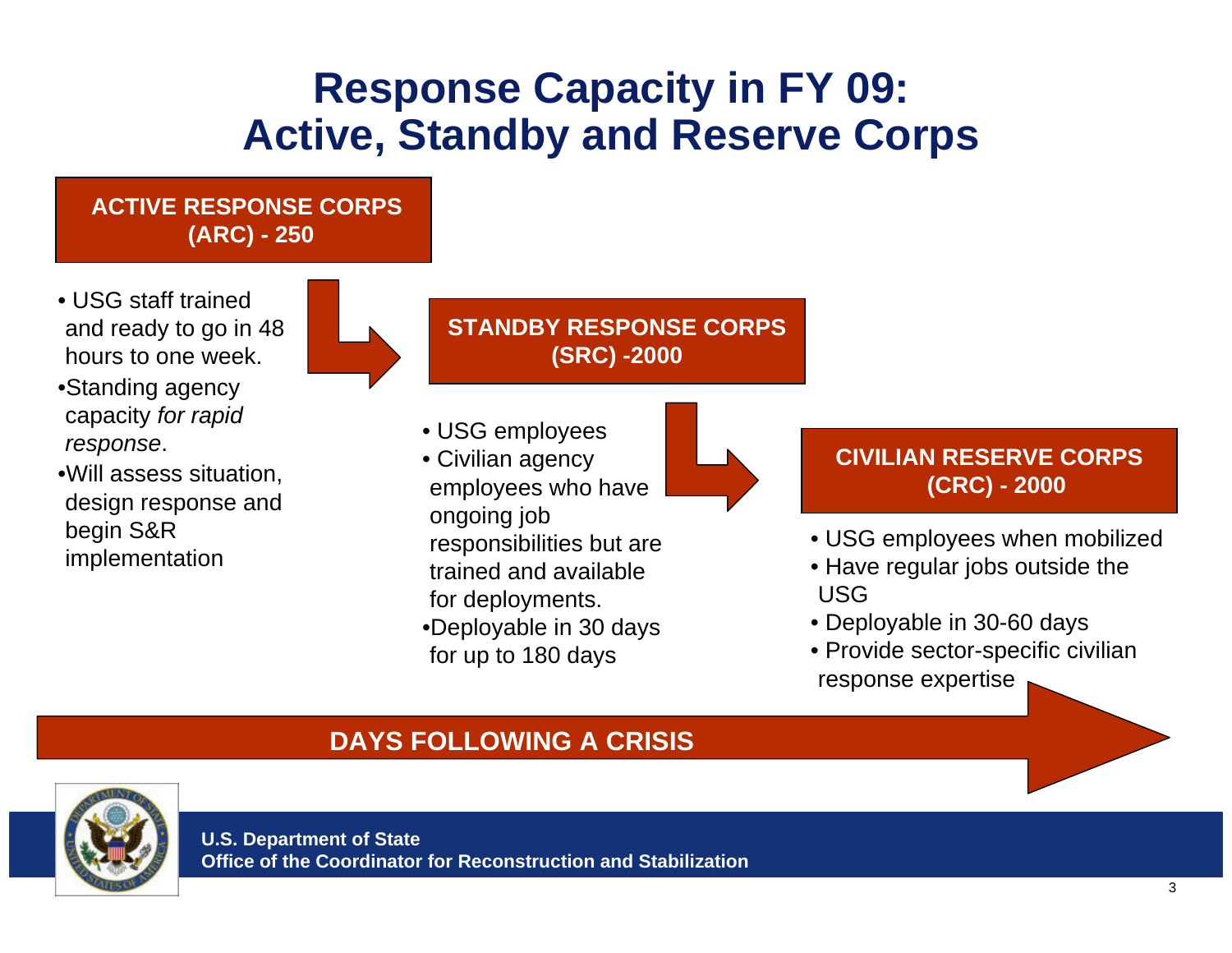# Response Capacity in FY 09: Active, Standby and Reserve Corps

## ACTIVE RESPONSE CORPS (ARC) - 250

- USG staff trained and ready to go in 48 hours to one week.
- Standing agency capacity *for rapid response*.
- Will assess situation, design response and begin S&R implementation

## STANDBY RESPONSE CORPS (SRC) -2000

- USG employees
- Civilian agency employees who have ongoing job responsibilities but are trained and available for deployments.
- Deployable in 30 days for up to 180 days

## CIVILIAN RESERVE CORPS (CRC) - 2000

- USG employees when mobilized
- Have regular jobs outside the USG
- Deployable in 30-60 days
- Provide sector-specific civilian response expertise

**DAYS FOLLOWING A CRISIS**

**U.S. Department of State**
**Office of the Coordinator for Reconstruction and Stabilization**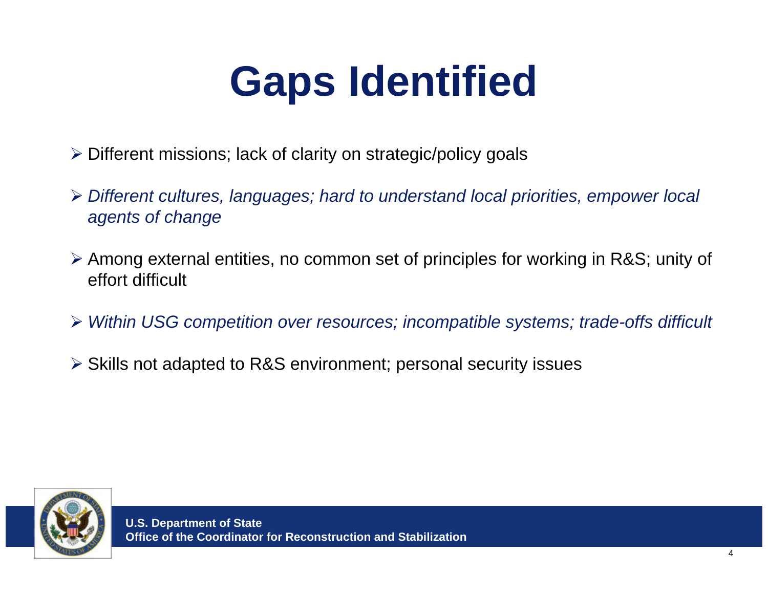# Gaps Identified

- Different missions; lack of clarity on strategic/policy goals
- *Different cultures, languages; hard to understand local priorities, empower local agents of change*
- Among external entities, no common set of principles for working in R&S; unity of effort difficult
- *Within USG competition over resources; incompatible systems; trade-offs difficult*
- Skills not adapted to R&S environment; personal security issues

**U.S. Department of State**
**Office of the Coordinator for Reconstruction and Stabilization**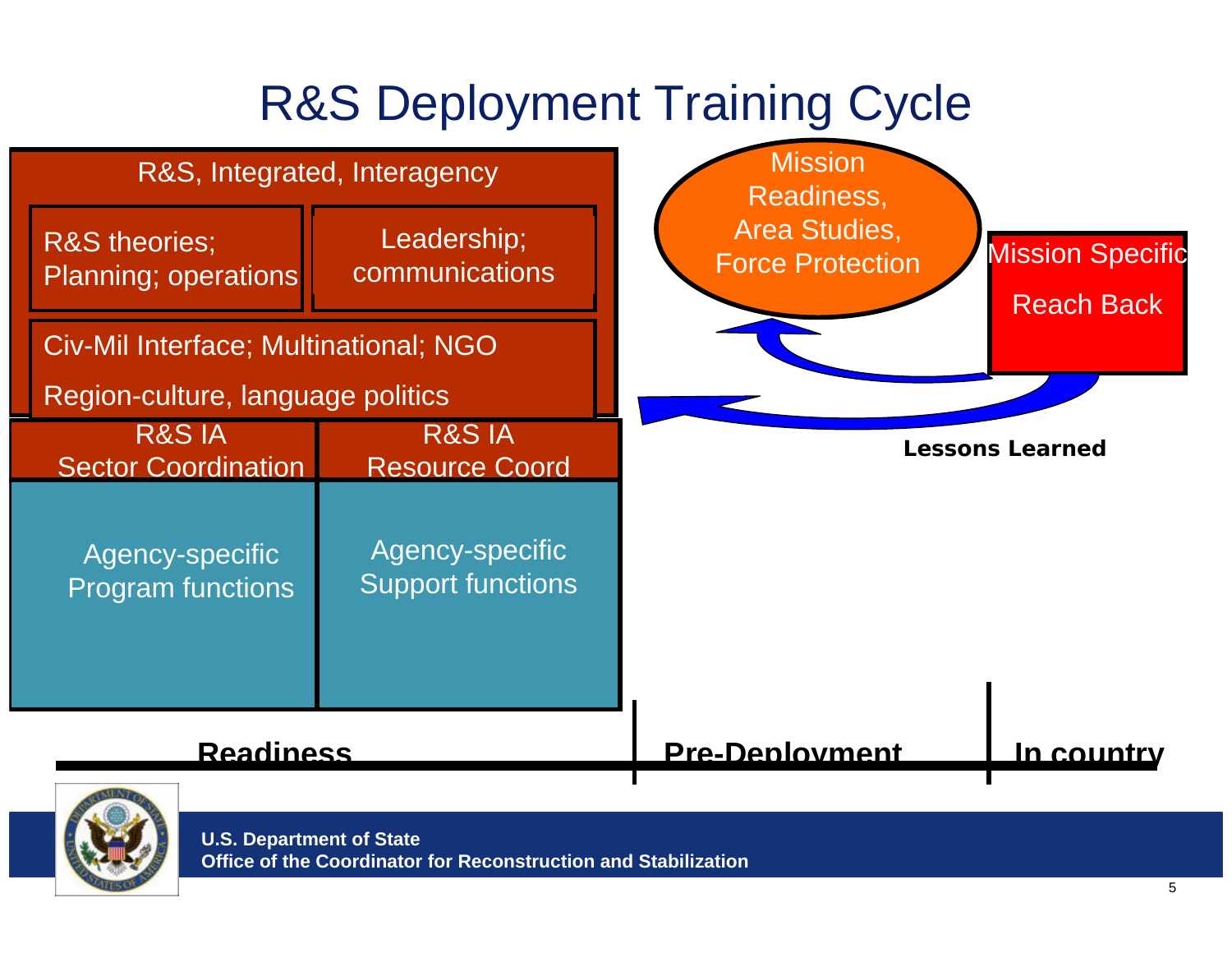# R&S Deployment Training Cycle

R&S, Integrated, Interagency

R&S theories; Planning; operations

Leadership; communications

Civ-Mil Interface; Multinational; NGO

Region-culture, language politics

R&S IA Sector Coordination

R&S IA Resource Coord

Agency-specific Program functions

Agency-specific Support functions

Mission Readiness, Area Studies, Force Protection

Mission Specific

Reach Back

**Lessons Learned**

**Readiness** | **Pre-Deployment** | **In country**

**U.S. Department of State**
**Office of the Coordinator for Reconstruction and Stabilization**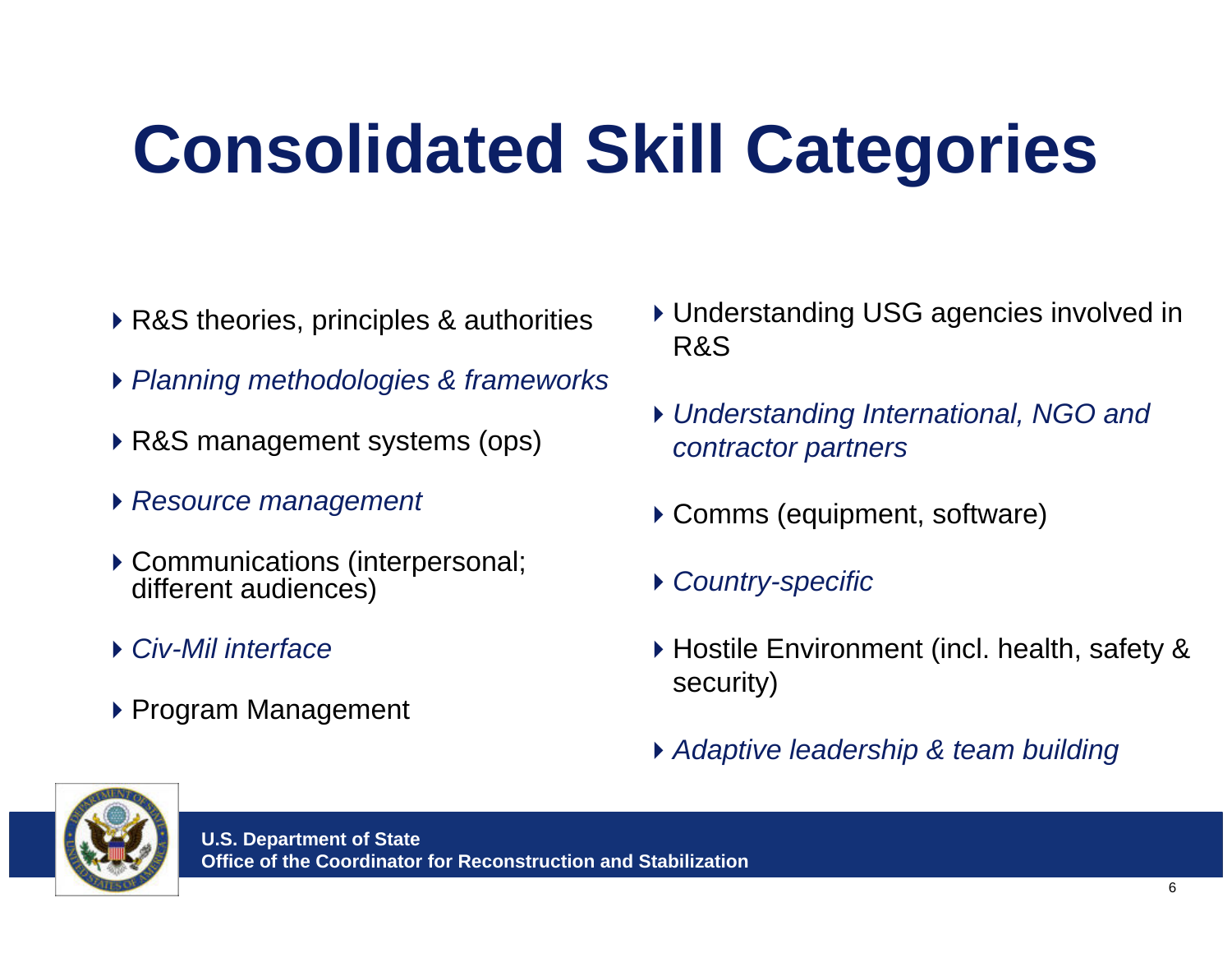# Consolidated Skill Categories

- R&S theories, principles & authorities
- *Planning methodologies & frameworks*
- R&S management systems (ops)
- *Resource management*
- Communications (interpersonal; different audiences)
- *Civ-Mil interface*
- Program Management
- Understanding USG agencies involved in R&S
- *Understanding International, NGO and contractor partners*
- Comms (equipment, software)
- *Country-specific*
- Hostile Environment (incl. health, safety & security)
- *Adaptive leadership & team building*

**U.S. Department of State**
**Office of the Coordinator for Reconstruction and Stabilization**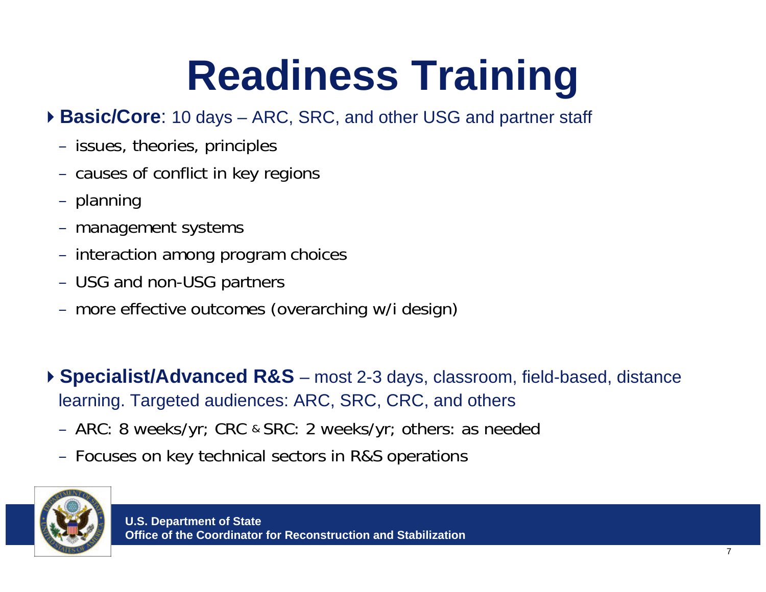# Readiness Training

- **Basic/Core**: 10 days – ARC, SRC, and other USG and partner staff
  - issues, theories, principles
  - causes of conflict in key regions
  - planning
  - management systems
  - interaction among program choices
  - USG and non-USG partners
  - more effective outcomes (overarching w/i design)

- **Specialist/Advanced R&S** – most 2-3 days, classroom, field-based, distance learning. Targeted audiences: ARC, SRC, CRC, and others
  - ARC: 8 weeks/yr; CRC & SRC: 2 weeks/yr; others: as needed
  - Focuses on key technical sectors in R&S operations

**U.S. Department of State**
**Office of the Coordinator for Reconstruction and Stabilization**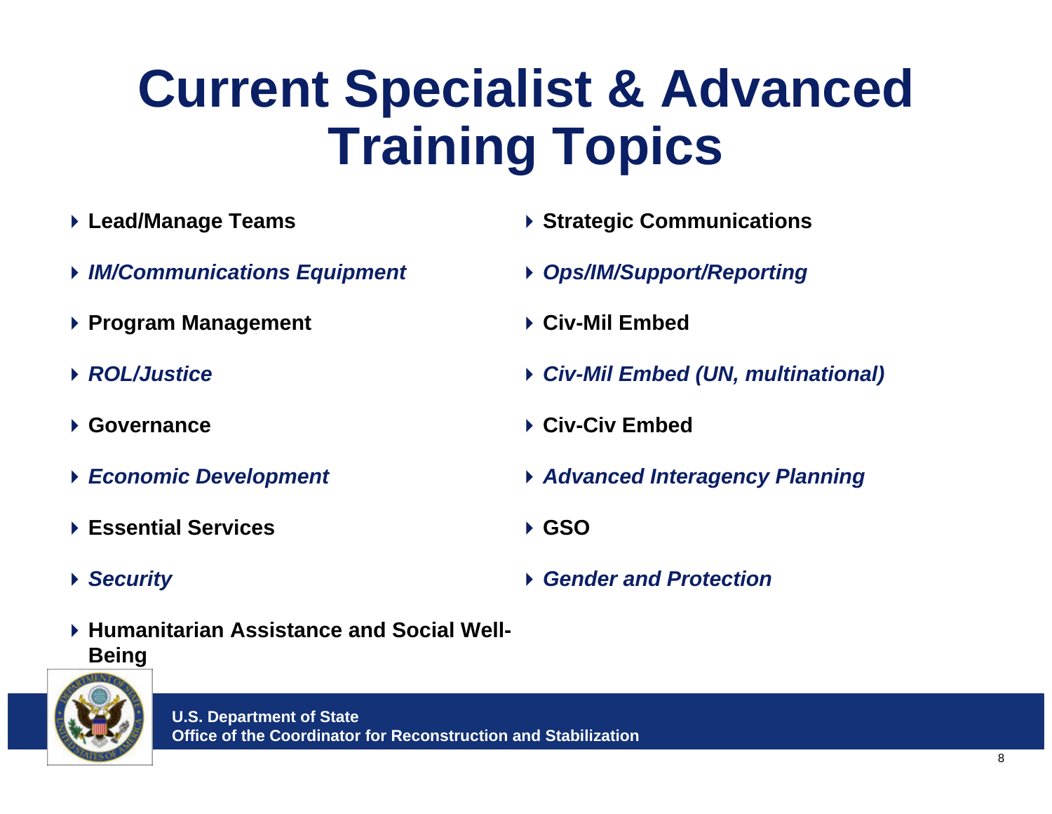# Current Specialist & Advanced Training Topics

- **Lead/Manage Teams**
- ***IM/Communications Equipment***
- **Program Management**
- ***ROL/Justice***
- **Governance**
- ***Economic Development***
- **Essential Services**
- ***Security***
- **Humanitarian Assistance and Social Well-Being**
- **Strategic Communications**
- ***Ops/IM/Support/Reporting***
- **Civ-Mil Embed**
- ***Civ-Mil Embed (UN, multinational)***
- **Civ-Civ Embed**
- ***Advanced Interagency Planning***
- **GSO**
- ***Gender and Protection***

**U.S. Department of State**
**Office of the Coordinator for Reconstruction and Stabilization**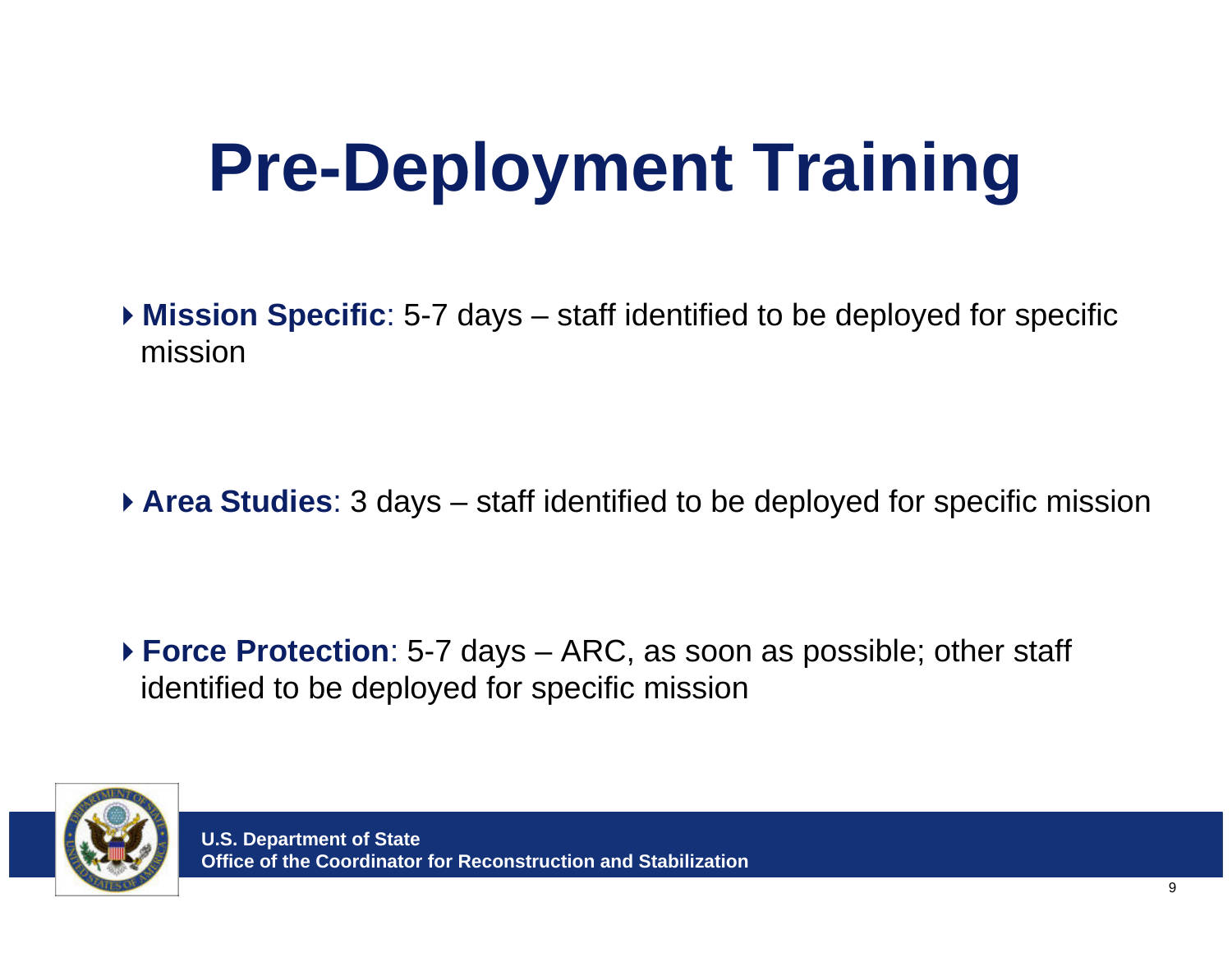# Pre-Deployment Training

- **Mission Specific**: 5-7 days – staff identified to be deployed for specific mission

- **Area Studies**: 3 days – staff identified to be deployed for specific mission

- **Force Protection**: 5-7 days – ARC, as soon as possible; other staff identified to be deployed for specific mission

**U.S. Department of State**
**Office of the Coordinator for Reconstruction and Stabilization**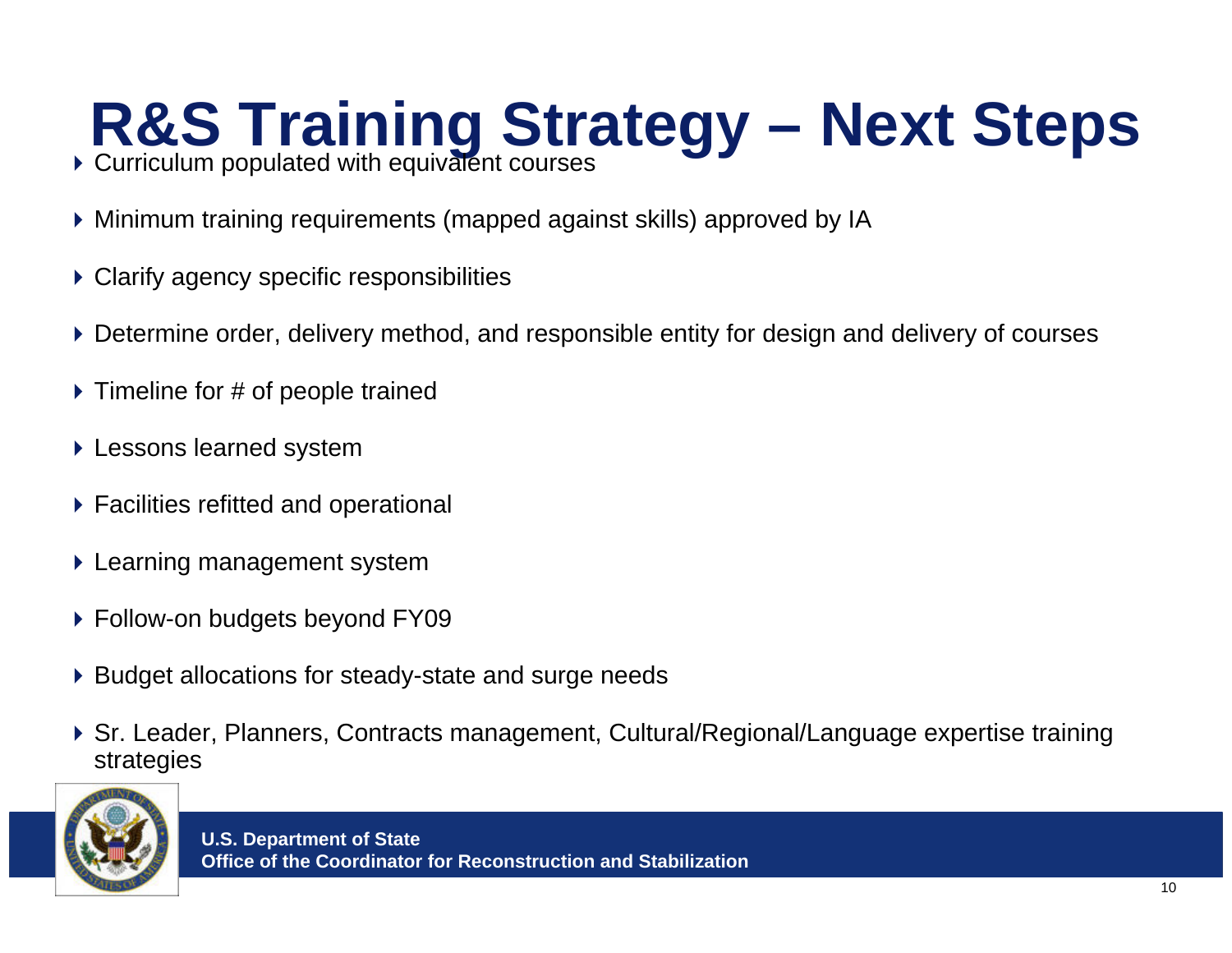# R&S Training Strategy – Next Steps

- Curriculum populated with equivalent courses
- Minimum training requirements (mapped against skills) approved by IA
- Clarify agency specific responsibilities
- Determine order, delivery method, and responsible entity for design and delivery of courses
- Timeline for # of people trained
- Lessons learned system
- Facilities refitted and operational
- Learning management system
- Follow-on budgets beyond FY09
- Budget allocations for steady-state and surge needs
- Sr. Leader, Planners, Contracts management, Cultural/Regional/Language expertise training strategies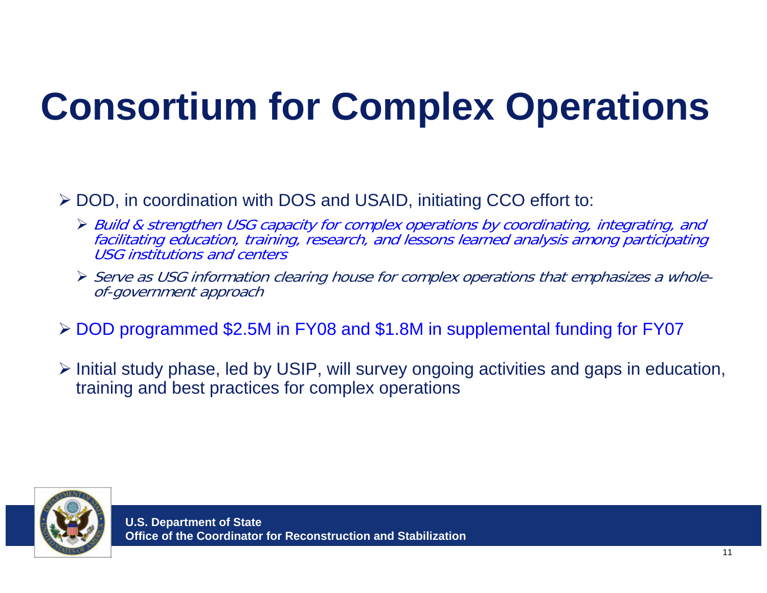# Consortium for Complex Operations

- DOD, in coordination with DOS and USAID, initiating CCO effort to:
  - *Build & strengthen USG capacity for complex operations by coordinating, integrating, and facilitating education, training, research, and lessons learned analysis among participating USG institutions and centers*
  - *Serve as USG information clearing house for complex operations that emphasizes a whole-of-government approach*
- DOD programmed $2.5M in FY08 and $1.8M in supplemental funding for FY07
- Initial study phase, led by USIP, will survey ongoing activities and gaps in education, training and best practices for complex operations

**U.S. Department of State**
**Office of the Coordinator for Reconstruction and Stabilization**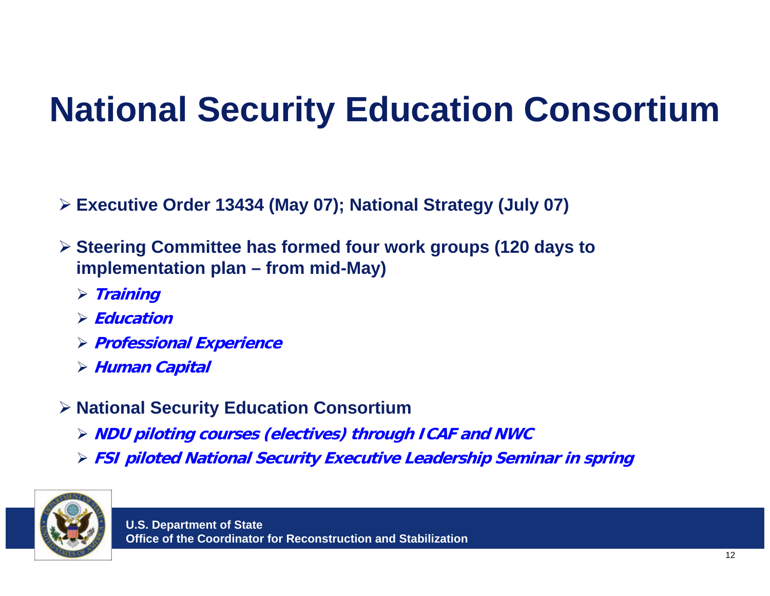# National Security Education Consortium

- **Executive Order 13434 (May 07); National Strategy (July 07)**
- **Steering Committee has formed four work groups (120 days to implementation plan – from mid-May)**
  - ***Training***
  - ***Education***
  - ***Professional Experience***
  - ***Human Capital***
- **National Security Education Consortium**
  - ***NDU piloting courses (electives) through ICAF and NWC***
  - ***FSI piloted National Security Executive Leadership Seminar in spring***

**U.S. Department of State**
**Office of the Coordinator for Reconstruction and Stabilization**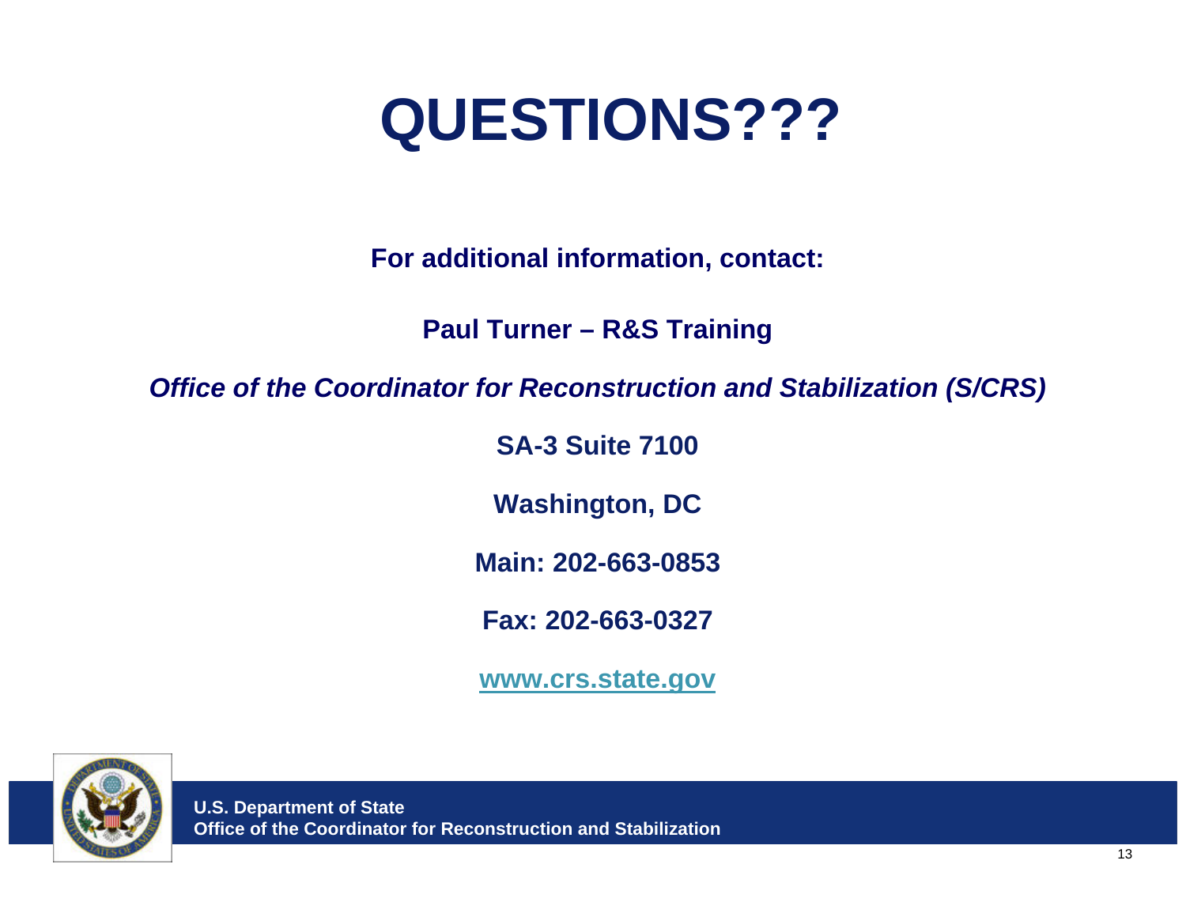# QUESTIONS???

**For additional information, contact:**

**Paul Turner – R&S Training**

***Office of the Coordinator for Reconstruction and Stabilization (S/CRS)***

**SA-3 Suite 7100**

**Washington, DC**

**Main: 202-663-0853**

**Fax: 202-663-0327**

**www.crs.state.gov**

**U.S. Department of State**
**Office of the Coordinator for Reconstruction and Stabilization**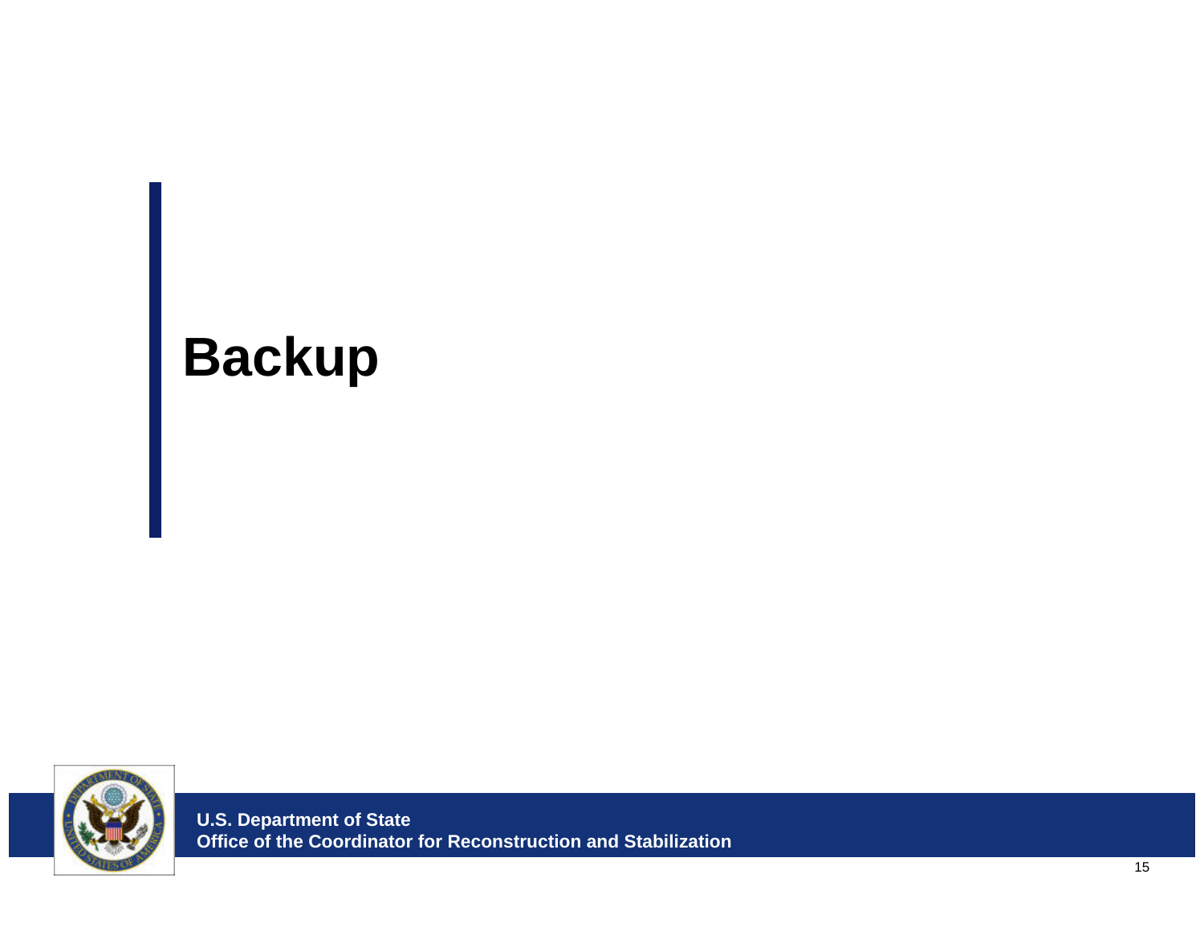# Backup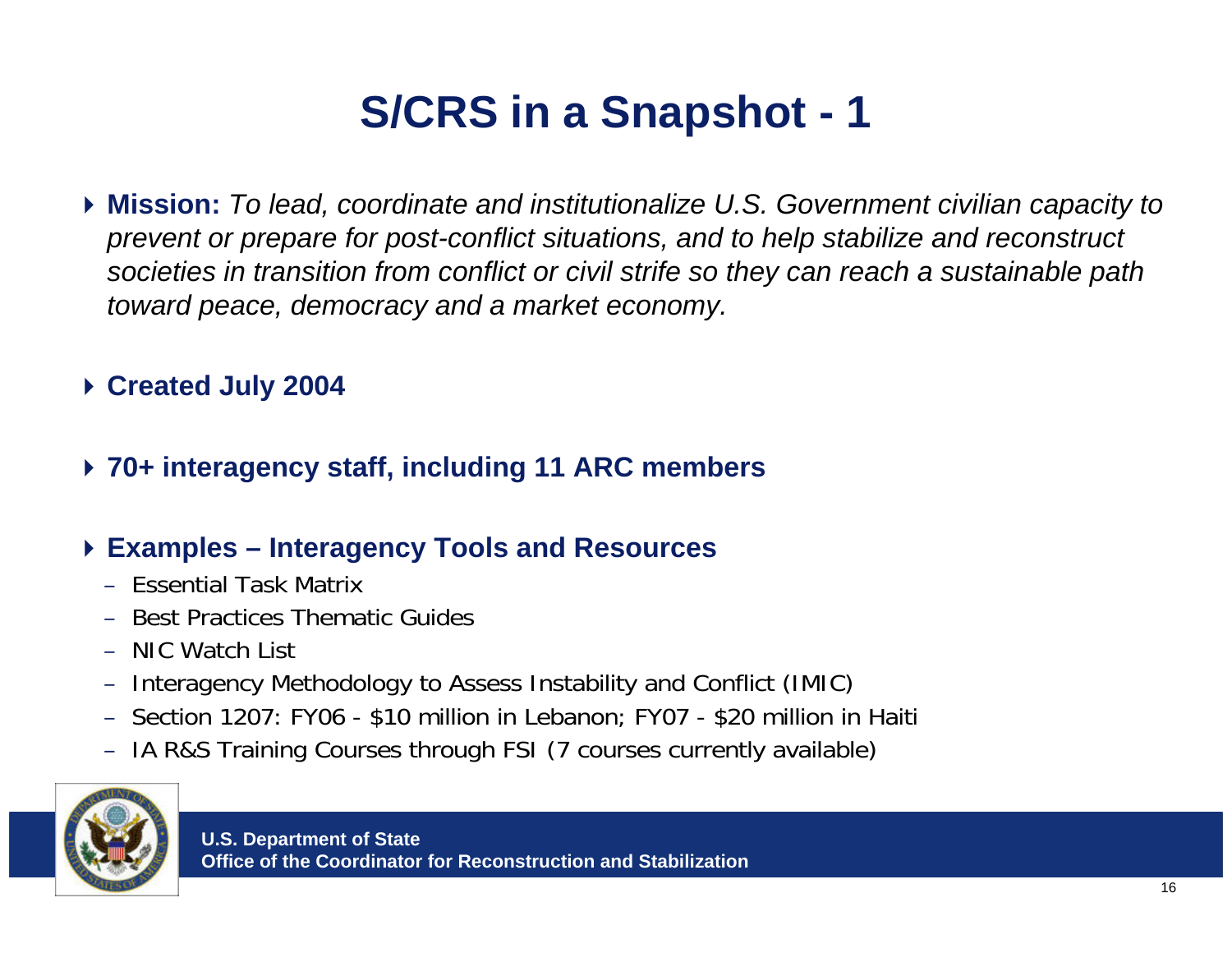# S/CRS in a Snapshot - 1

- **Mission:** *To lead, coordinate and institutionalize U.S. Government civilian capacity to prevent or prepare for post-conflict situations, and to help stabilize and reconstruct societies in transition from conflict or civil strife so they can reach a sustainable path toward peace, democracy and a market economy.*

- **Created July 2004**

- **70+ interagency staff, including 11 ARC members**

- **Examples – Interagency Tools and Resources**
  - Essential Task Matrix
  - Best Practices Thematic Guides
  - NIC Watch List
  - Interagency Methodology to Assess Instability and Conflict (IMIC)
  - Section 1207: FY06 - $10 million in Lebanon; FY07 - $20 million in Haiti
  - IA R&S Training Courses through FSI (7 courses currently available)

**U.S. Department of State**
**Office of the Coordinator for Reconstruction and Stabilization**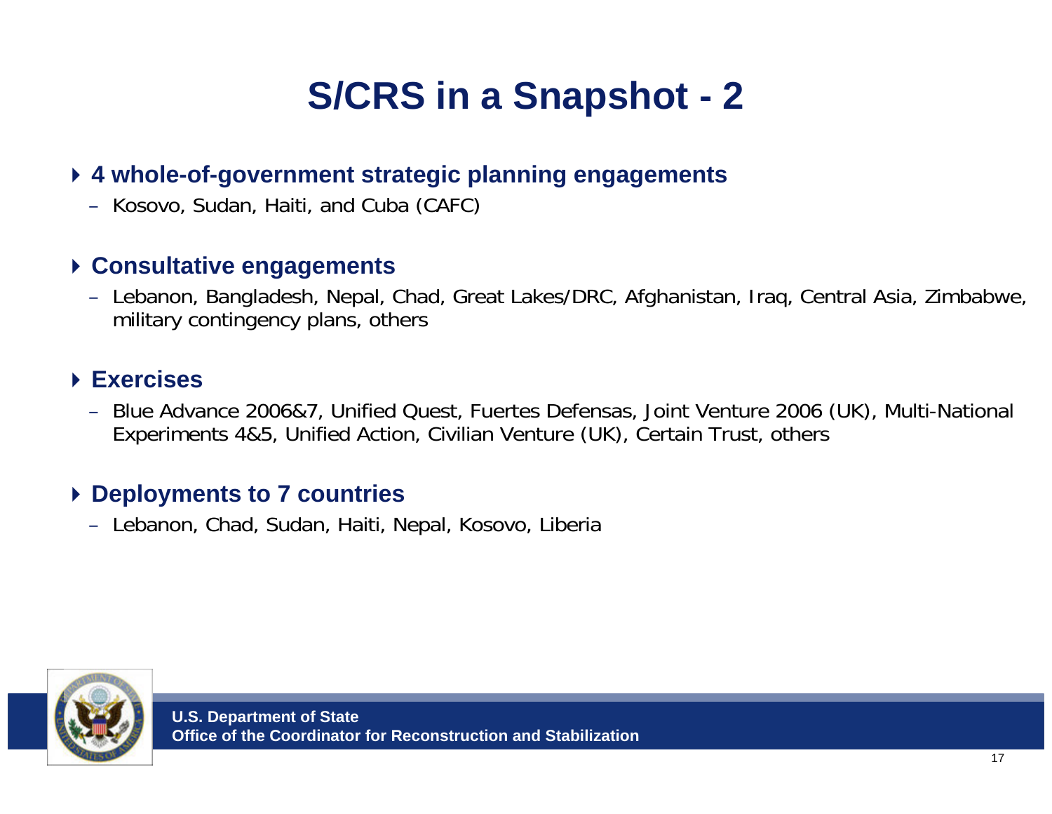# S/CRS in a Snapshot - 2

- **4 whole-of-government strategic planning engagements**
  - Kosovo, Sudan, Haiti, and Cuba (CAFC)

- **Consultative engagements**
  - Lebanon, Bangladesh, Nepal, Chad, Great Lakes/DRC, Afghanistan, Iraq, Central Asia, Zimbabwe, military contingency plans, others

- **Exercises**
  - Blue Advance 2006&7, Unified Quest, Fuertes Defensas, Joint Venture 2006 (UK), Multi-National Experiments 4&5, Unified Action, Civilian Venture (UK), Certain Trust, others

- **Deployments to 7 countries**
  - Lebanon, Chad, Sudan, Haiti, Nepal, Kosovo, Liberia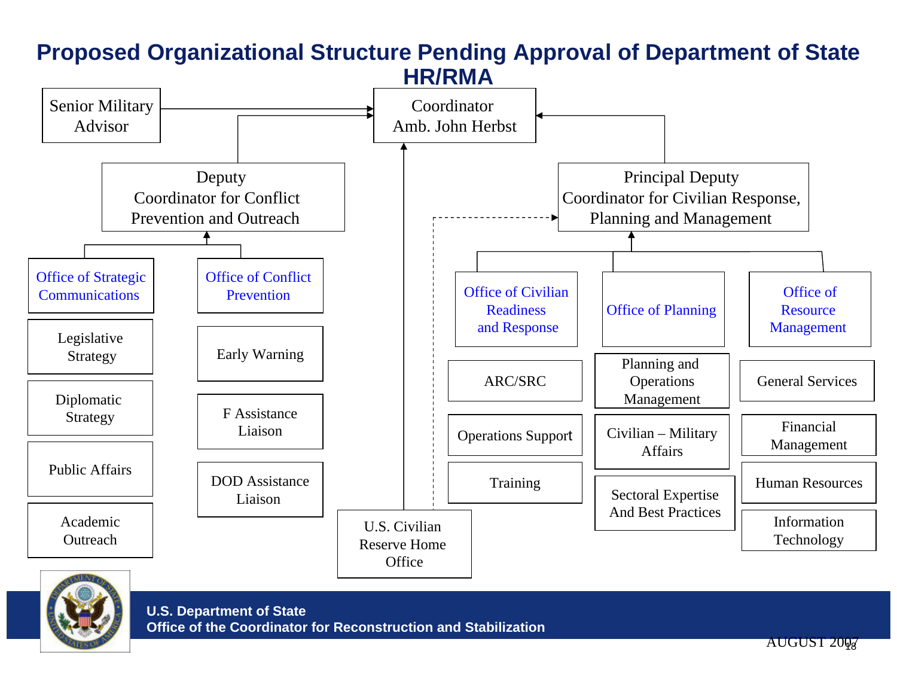# Proposed Organizational Structure Pending Approval of Department of State HR/RMA

- **Coordinator** — Amb. John Herbst
  - Senior Military Advisor
  - **Deputy Coordinator for Conflict Prevention and Outreach**
    - Office of Strategic Communications
      - Legislative Strategy
      - Diplomatic Strategy
      - Public Affairs
      - Academic Outreach
    - Office of Conflict Prevention
      - Early Warning
      - F Assistance Liaison
      - DOD Assistance Liaison
  - U.S. Civilian Reserve Home Office (dotted line to Principal Deputy Coordinator)
  - **Principal Deputy Coordinator for Civilian Response, Planning and Management**
    - Office of Civilian Readiness and Response
      - ARC/SRC
      - Operations Support
      - Training
    - Office of Planning
      - Planning and Operations Management
      - Civilian – Military Affairs
      - Sectoral Expertise And Best Practices
    - Office of Resource Management
      - General Services
      - Financial Management
      - Human Resources
      - Information Technology

U.S. Department of State
Office of the Coordinator for Reconstruction and Stabilization

AUGUST 2007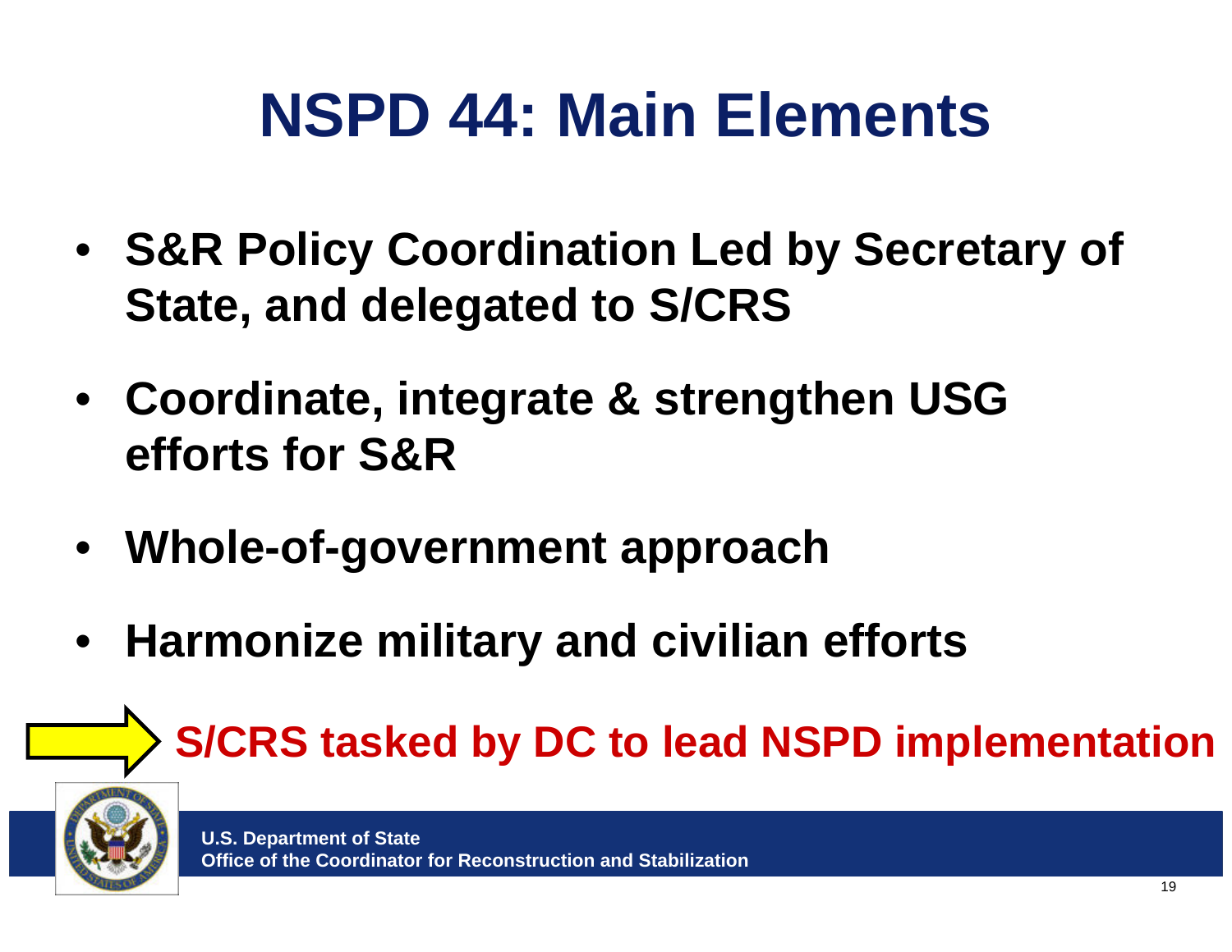# NSPD 44: Main Elements

- **S&R Policy Coordination Led by Secretary of State, and delegated to S/CRS**
- **Coordinate, integrate & strengthen USG efforts for S&R**
- **Whole-of-government approach**
- **Harmonize military and civilian efforts**

**S/CRS tasked by DC to lead NSPD implementation**

**U.S. Department of State**
**Office of the Coordinator for Reconstruction and Stabilization**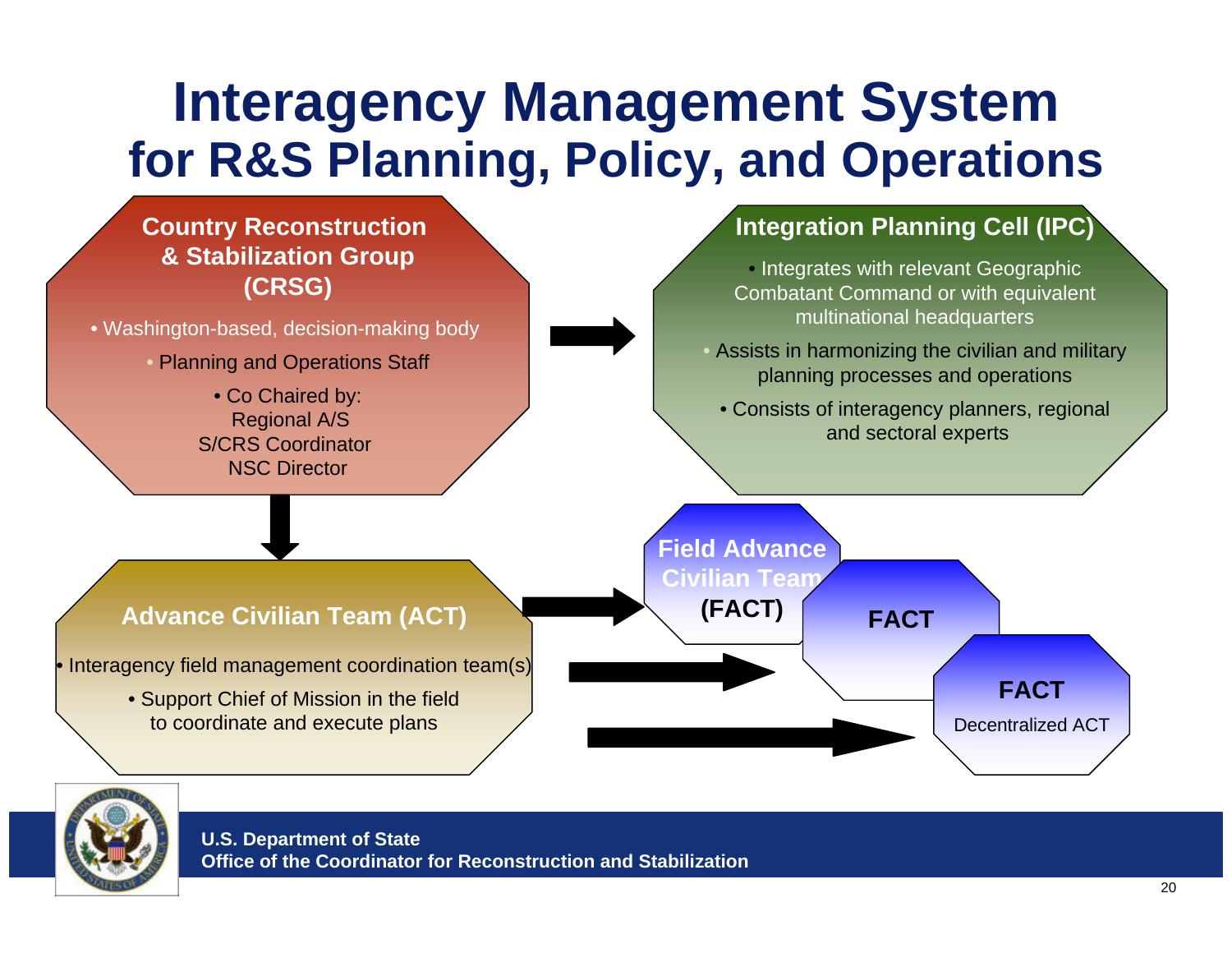# Interagency Management System for R&S Planning, Policy, and Operations

## Country Reconstruction & Stabilization Group (CRSG)

- Washington-based, decision-making body
- Planning and Operations Staff
- Co Chaired by:
  Regional A/S
  S/CRS Coordinator
  NSC Director

## Integration Planning Cell (IPC)

- Integrates with relevant Geographic Combatant Command or with equivalent multinational headquarters
- Assists in harmonizing the civilian and military planning processes and operations
- Consists of interagency planners, regional and sectoral experts

## Advance Civilian Team (ACT)

- Interagency field management coordination team(s)
- Support Chief of Mission in the field to coordinate and execute plans

## Field Advance Civilian Team (FACT)

**FACT**

**FACT**

Decentralized ACT

**U.S. Department of State**
**Office of the Coordinator for Reconstruction and Stabilization**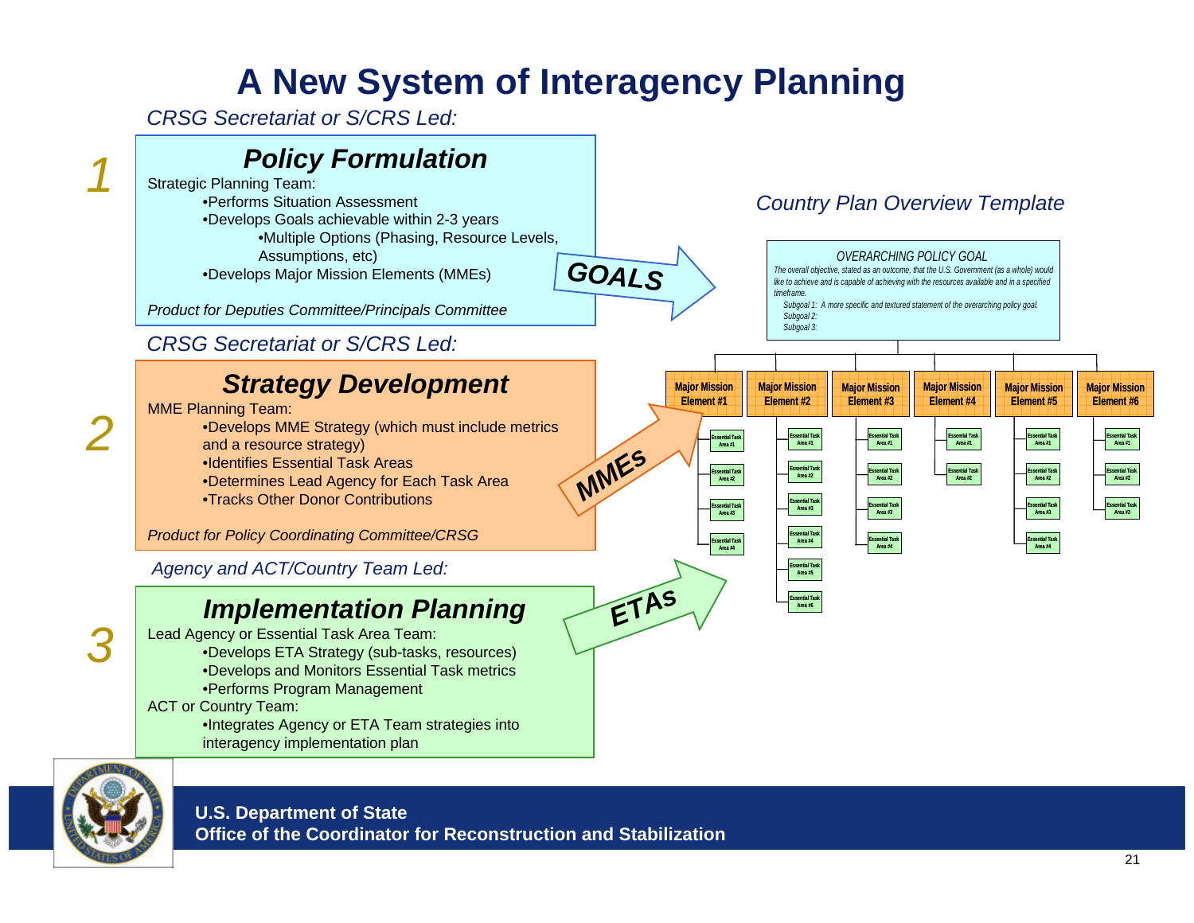# A New System of Interagency Planning

*CRSG Secretariat or S/CRS Led:*

## 1 Policy Formulation

Strategic Planning Team:

- Performs Situation Assessment
- Develops Goals achievable within 2-3 years
  - Multiple Options (Phasing, Resource Levels, Assumptions, etc)
- Develops Major Mission Elements (MMEs)

*Product for Deputies Committee/Principals Committee*

**GOALS**

*CRSG Secretariat or S/CRS Led:*

## 2 Strategy Development

MME Planning Team:

- Develops MME Strategy (which must include metrics and a resource strategy)
- Identifies Essential Task Areas
- Determines Lead Agency for Each Task Area
- Tracks Other Donor Contributions

*Product for Policy Coordinating Committee/CRSG*

**MMEs**

*Agency and ACT/Country Team Led:*

## 3 Implementation Planning

Lead Agency or Essential Task Area Team:

- Develops ETA Strategy (sub-tasks, resources)
- Develops and Monitors Essential Task metrics
- Performs Program Management

ACT or Country Team:

- Integrates Agency or ETA Team strategies into interagency implementation plan

**ETAs**

*Country Plan Overview Template*

*OVERARCHING POLICY GOAL*

*The overall objective, stated as an outcome, that the U.S. Government (as a whole) would like to achieve and is capable of achieving with the resources available and in a specified timeframe.*

*Subgoal 1: A more specific and textured statement of the overarching policy goal.*
*Subgoal 2:*
*Subgoal 3:*

| Major Mission Element #1 | Major Mission Element #2 | Major Mission Element #3 | Major Mission Element #4 | Major Mission Element #5 | Major Mission Element #6 |
|---|---|---|---|---|---|
| Essential Task Area #1 | Essential Task Area #1 | Essential Task Area #1 | Essential Task Area #1 | Essential Task Area #1 | Essential Task Area #1 |
| Essential Task Area #2 | Essential Task Area #2 | Essential Task Area #2 | Essential Task Area #2 | Essential Task Area #2 | Essential Task Area #2 |
| Essential Task Area #3 | Essential Task Area #3 | Essential Task Area #3 | | Essential Task Area #3 | Essential Task Area #3 |
| Essential Task Area #4 | Essential Task Area #4 | Essential Task Area #4 | | Essential Task Area #4 | |
| | Essential Task Area #5 | | | | |
| | Essential Task Area #6 | | | | |

**U.S. Department of State**
**Office of the Coordinator for Reconstruction and Stabilization**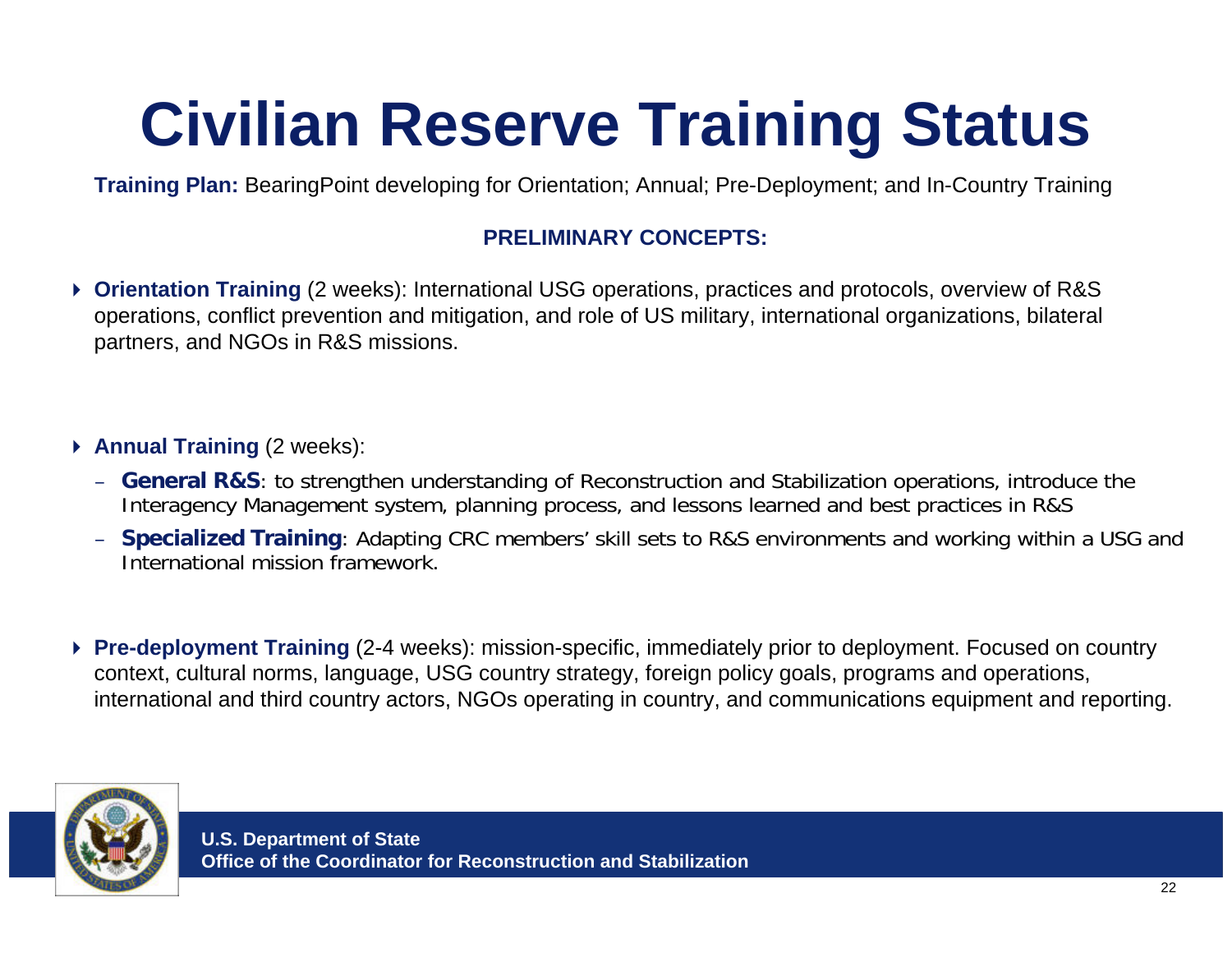# Civilian Reserve Training Status

**Training Plan:** BearingPoint developing for Orientation; Annual; Pre-Deployment; and In-Country Training

**PRELIMINARY CONCEPTS:**

- **Orientation Training** (2 weeks): International USG operations, practices and protocols, overview of R&S operations, conflict prevention and mitigation, and role of US military, international organizations, bilateral partners, and NGOs in R&S missions.

- **Annual Training** (2 weeks):
  - **General R&S**: to strengthen understanding of Reconstruction and Stabilization operations, introduce the Interagency Management system, planning process, and lessons learned and best practices in R&S
  - **Specialized Training**: Adapting CRC members' skill sets to R&S environments and working within a USG and International mission framework.

- **Pre-deployment Training** (2-4 weeks): mission-specific, immediately prior to deployment. Focused on country context, cultural norms, language, USG country strategy, foreign policy goals, programs and operations, international and third country actors, NGOs operating in country, and communications equipment and reporting.

**U.S. Department of State**
**Office of the Coordinator for Reconstruction and Stabilization**